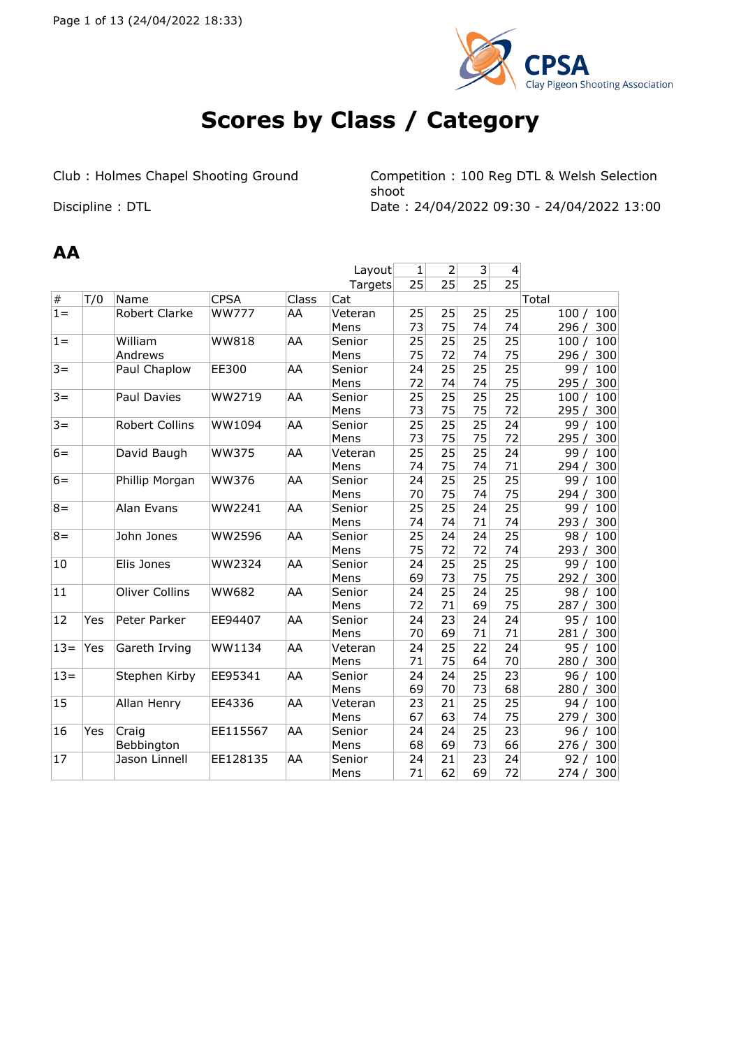# Scores by Class / Category

Club : Holmes Chapel Shooting Ground

Discipline : DTL

Competition : 100 Reg DTL & Welsh Selection shoot

Date : 24/04/2022 09:30 - 24/04/2022 13:00

## AA

| # | T/0 | Name | CPSA | Class | Cat | 1 | 2 | 3 | 4 | Total |
|---|---|---|---|---|---|---|---|---|---|---|
| | | | | | Layout | 1 | 2 | 3 | 4 | |
| | | | | | Targets | 25 | 25 | 25 | 25 | |
| 1= | | Robert Clarke | WW777 | AA | Veteran Mens | 25 / 73 | 25 / 75 | 25 / 74 | 25 / 74 | 100 / 100<br>296 / 300 |
| 1= | | William Andrews | WW818 | AA | Senior Mens | 25 / 75 | 25 / 72 | 25 / 74 | 25 / 75 | 100 / 100<br>296 / 300 |
| 3= | | Paul Chaplow | EE300 | AA | Senior Mens | 24 / 72 | 25 / 74 | 25 / 74 | 25 / 75 | 99 / 100<br>295 / 300 |
| 3= | | Paul Davies | WW2719 | AA | Senior Mens | 25 / 73 | 25 / 75 | 25 / 75 | 25 / 72 | 100 / 100<br>295 / 300 |
| 3= | | Robert Collins | WW1094 | AA | Senior Mens | 25 / 73 | 25 / 75 | 25 / 75 | 24 / 72 | 99 / 100<br>295 / 300 |
| 6= | | David Baugh | WW375 | AA | Veteran Mens | 25 / 74 | 25 / 75 | 25 / 74 | 24 / 71 | 99 / 100<br>294 / 300 |
| 6= | | Phillip Morgan | WW376 | AA | Senior Mens | 24 / 70 | 25 / 75 | 25 / 74 | 25 / 75 | 99 / 100<br>294 / 300 |
| 8= | | Alan Evans | WW2241 | AA | Senior Mens | 25 / 74 | 25 / 74 | 24 / 71 | 25 / 74 | 99 / 100<br>293 / 300 |
| 8= | | John Jones | WW2596 | AA | Senior Mens | 25 / 75 | 24 / 72 | 24 / 72 | 25 / 74 | 98 / 100<br>293 / 300 |
| 10 | | Elis Jones | WW2324 | AA | Senior Mens | 24 / 69 | 25 / 73 | 25 / 75 | 25 / 75 | 99 / 100<br>292 / 300 |
| 11 | | Oliver Collins | WW682 | AA | Senior Mens | 24 / 72 | 25 / 71 | 24 / 69 | 25 / 75 | 98 / 100<br>287 / 300 |
| 12 | Yes | Peter Parker | EE94407 | AA | Senior Mens | 24 / 70 | 23 / 69 | 24 / 71 | 24 / 71 | 95 / 100<br>281 / 300 |
| 13= | Yes | Gareth Irving | WW1134 | AA | Veteran Mens | 24 / 71 | 25 / 75 | 22 / 64 | 24 / 70 | 95 / 100<br>280 / 300 |
| 13= | | Stephen Kirby | EE95341 | AA | Senior Mens | 24 / 69 | 24 / 70 | 25 / 73 | 23 / 68 | 96 / 100<br>280 / 300 |
| 15 | | Allan Henry | EE4336 | AA | Veteran Mens | 23 / 67 | 21 / 63 | 25 / 74 | 25 / 75 | 94 / 100<br>279 / 300 |
| 16 | Yes | Craig Bebbington | EE115567 | AA | Senior Mens | 24 / 68 | 24 / 69 | 25 / 73 | 23 / 66 | 96 / 100<br>276 / 300 |
| 17 | | Jason Linnell | EE128135 | AA | Senior Mens | 24 / 71 | 21 / 62 | 23 / 69 | 24 / 72 | 92 / 100<br>274 / 300 |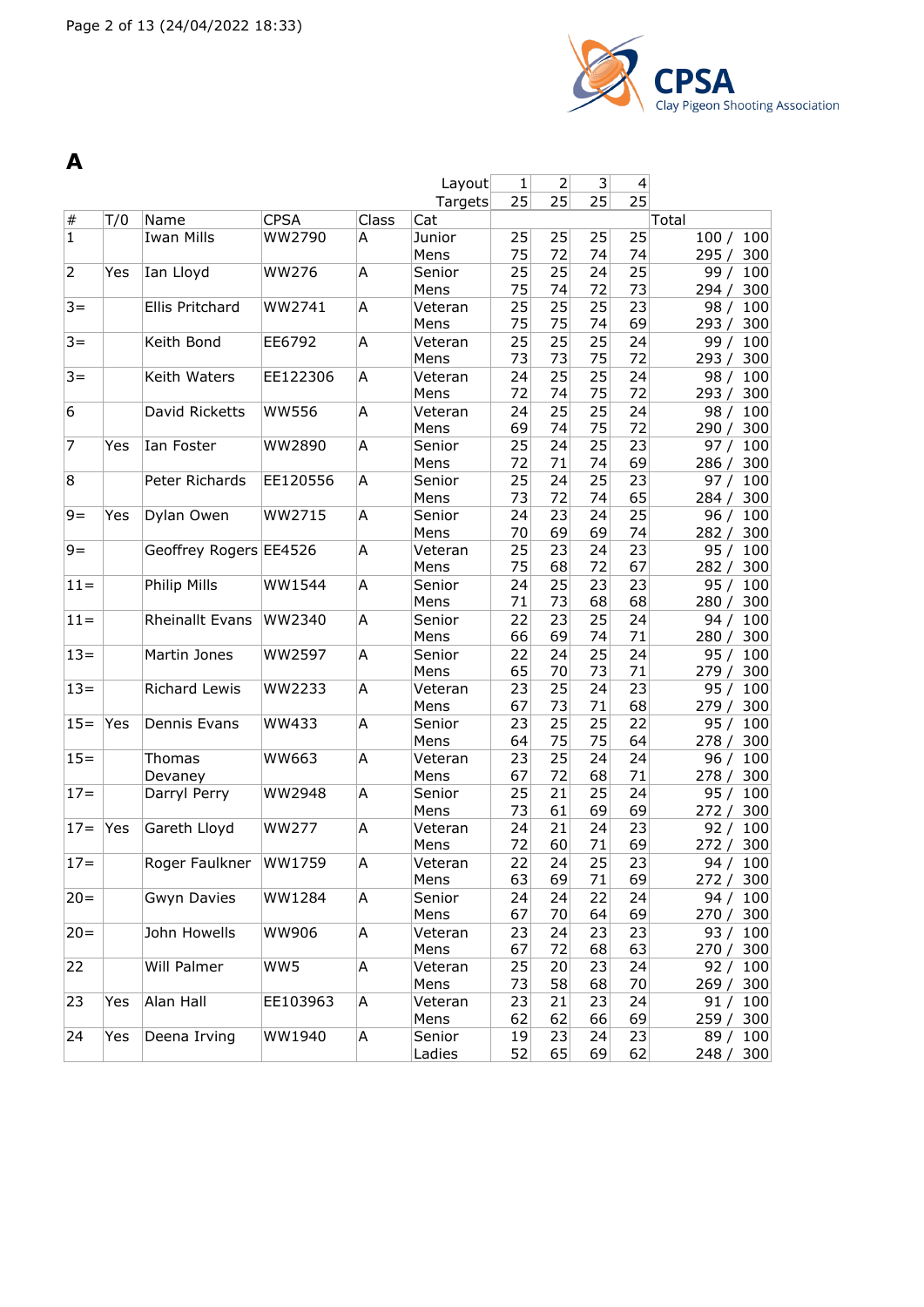# A

| # | T/0 | Name | CPSA | Class | Cat | 1 | 2 | 3 | 4 | Total |
|---|---|---|---|---|---|---|---|---|---|---|
| | | | | | Layout | 1 | 2 | 3 | 4 | |
| | | | | | Targets | 25 | 25 | 25 | 25 | |
| 1 | | Iwan Mills | WW2790 | A | Junior Mens | 25 / 75 | 25 / 72 | 25 / 74 | 25 / 74 | 100 / 100 295 / 300 |
| 2 | Yes | Ian Lloyd | WW276 | A | Senior Mens | 25 / 75 | 25 / 74 | 24 / 72 | 25 / 73 | 99 / 100 294 / 300 |
| 3= | | Ellis Pritchard | WW2741 | A | Veteran Mens | 25 / 75 | 25 / 75 | 25 / 74 | 23 / 69 | 98 / 100 293 / 300 |
| 3= | | Keith Bond | EE6792 | A | Veteran Mens | 25 / 73 | 25 / 73 | 25 / 75 | 24 / 72 | 99 / 100 293 / 300 |
| 3= | | Keith Waters | EE122306 | A | Veteran Mens | 24 / 72 | 25 / 74 | 25 / 75 | 24 / 72 | 98 / 100 293 / 300 |
| 6 | | David Ricketts | WW556 | A | Veteran Mens | 24 / 69 | 25 / 74 | 25 / 75 | 24 / 72 | 98 / 100 290 / 300 |
| 7 | Yes | Ian Foster | WW2890 | A | Senior Mens | 25 / 72 | 24 / 71 | 25 / 74 | 23 / 69 | 97 / 100 286 / 300 |
| 8 | | Peter Richards | EE120556 | A | Senior Mens | 25 / 73 | 24 / 72 | 25 / 74 | 23 / 65 | 97 / 100 284 / 300 |
| 9= | Yes | Dylan Owen | WW2715 | A | Senior Mens | 24 / 70 | 23 / 69 | 24 / 69 | 25 / 74 | 96 / 100 282 / 300 |
| 9= | | Geoffrey Rogers | EE4526 | A | Veteran Mens | 25 / 75 | 23 / 68 | 24 / 72 | 23 / 67 | 95 / 100 282 / 300 |
| 11= | | Philip Mills | WW1544 | A | Senior Mens | 24 / 71 | 25 / 73 | 23 / 68 | 23 / 68 | 95 / 100 280 / 300 |
| 11= | | Rheinallt Evans | WW2340 | A | Senior Mens | 22 / 66 | 23 / 69 | 25 / 74 | 24 / 71 | 94 / 100 280 / 300 |
| 13= | | Martin Jones | WW2597 | A | Senior Mens | 22 / 65 | 24 / 70 | 25 / 73 | 24 / 71 | 95 / 100 279 / 300 |
| 13= | | Richard Lewis | WW2233 | A | Veteran Mens | 23 / 67 | 25 / 73 | 24 / 71 | 23 / 68 | 95 / 100 279 / 300 |
| 15= | Yes | Dennis Evans | WW433 | A | Senior Mens | 23 / 64 | 25 / 75 | 25 / 75 | 22 / 64 | 95 / 100 278 / 300 |
| 15= | | Thomas Devaney | WW663 | A | Veteran Mens | 23 / 67 | 25 / 72 | 24 / 68 | 24 / 71 | 96 / 100 278 / 300 |
| 17= | | Darryl Perry | WW2948 | A | Senior Mens | 25 / 73 | 21 / 61 | 25 / 69 | 24 / 69 | 95 / 100 272 / 300 |
| 17= | Yes | Gareth Lloyd | WW277 | A | Veteran Mens | 24 / 72 | 21 / 60 | 24 / 71 | 23 / 69 | 92 / 100 272 / 300 |
| 17= | | Roger Faulkner | WW1759 | A | Veteran Mens | 22 / 63 | 24 / 69 | 25 / 71 | 23 / 69 | 94 / 100 272 / 300 |
| 20= | | Gwyn Davies | WW1284 | A | Senior Mens | 24 / 67 | 24 / 70 | 22 / 64 | 24 / 69 | 94 / 100 270 / 300 |
| 20= | | John Howells | WW906 | A | Veteran Mens | 23 / 67 | 24 / 72 | 23 / 68 | 23 / 63 | 93 / 100 270 / 300 |
| 22 | | Will Palmer | WW5 | A | Veteran Mens | 25 / 73 | 20 / 58 | 23 / 68 | 24 / 70 | 92 / 100 269 / 300 |
| 23 | Yes | Alan Hall | EE103963 | A | Veteran Mens | 23 / 62 | 21 / 62 | 23 / 66 | 24 / 69 | 91 / 100 259 / 300 |
| 24 | Yes | Deena Irving | WW1940 | A | Senior Ladies | 19 / 52 | 23 / 65 | 24 / 69 | 23 / 62 | 89 / 100 248 / 300 |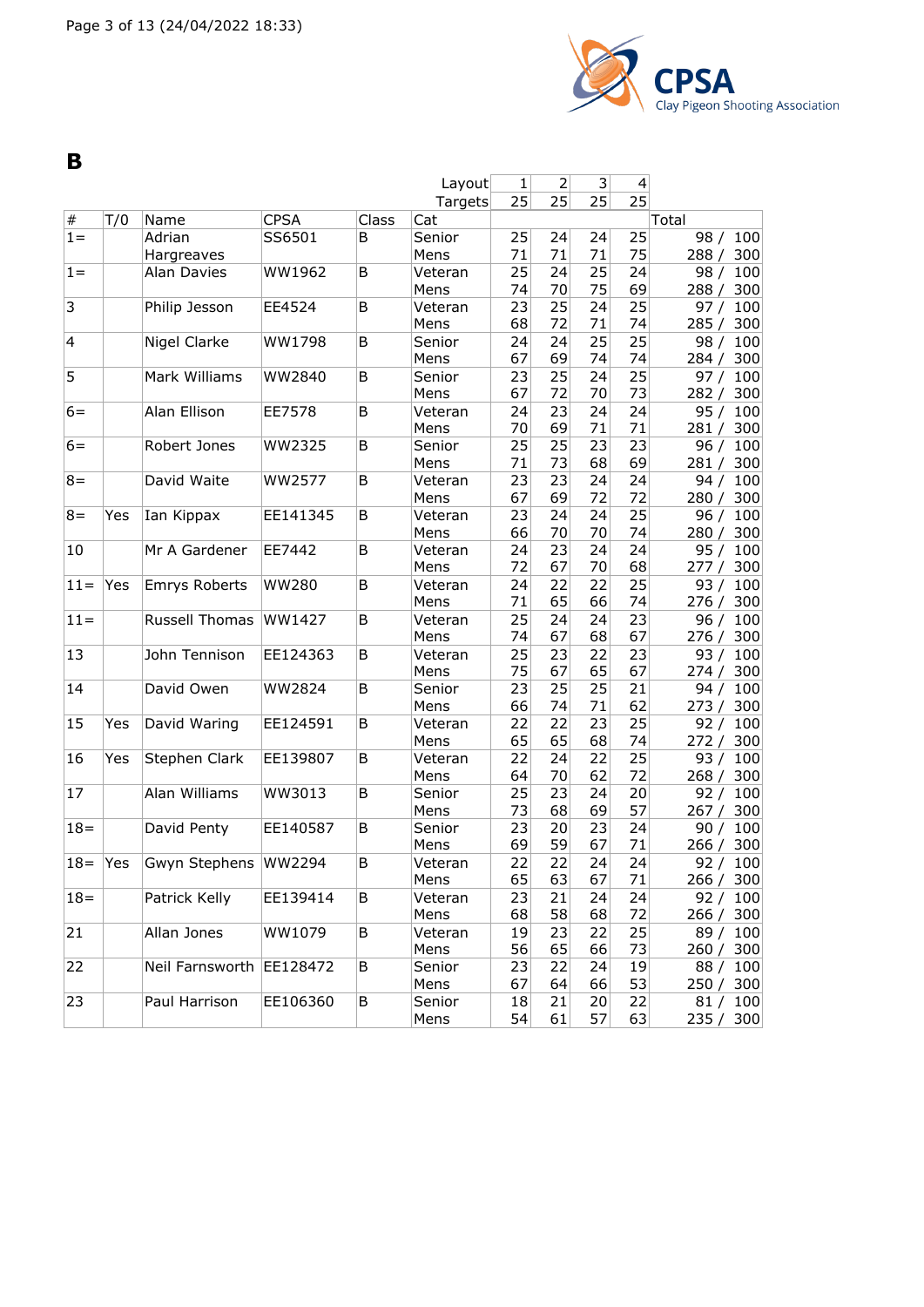# B

| # | T/0 | Name | CPSA | Class | Cat | 1 | 2 | 3 | 4 | Total |
|---|---|---|---|---|---|---|---|---|---|---|
| | | | | | Layout | 1 | 2 | 3 | 4 | |
| | | | | | Targets | 25 | 25 | 25 | 25 | |
| 1= | | Adrian Hargreaves | SS6501 | B | Senior Mens | 25<br>71 | 24<br>71 | 24<br>71 | 25<br>75 | 98 / 100<br>288 / 300 |
| 1= | | Alan Davies | WW1962 | B | Veteran Mens | 25<br>74 | 24<br>70 | 25<br>75 | 24<br>69 | 98 / 100<br>288 / 300 |
| 3 | | Philip Jesson | EE4524 | B | Veteran Mens | 23<br>68 | 25<br>72 | 24<br>71 | 25<br>74 | 97 / 100<br>285 / 300 |
| 4 | | Nigel Clarke | WW1798 | B | Senior Mens | 24<br>67 | 24<br>69 | 25<br>74 | 25<br>74 | 98 / 100<br>284 / 300 |
| 5 | | Mark Williams | WW2840 | B | Senior Mens | 23<br>67 | 25<br>72 | 24<br>70 | 25<br>73 | 97 / 100<br>282 / 300 |
| 6= | | Alan Ellison | EE7578 | B | Veteran Mens | 24<br>70 | 23<br>69 | 24<br>71 | 24<br>71 | 95 / 100<br>281 / 300 |
| 6= | | Robert Jones | WW2325 | B | Senior Mens | 25<br>71 | 25<br>73 | 23<br>68 | 23<br>69 | 96 / 100<br>281 / 300 |
| 8= | | David Waite | WW2577 | B | Veteran Mens | 23<br>67 | 23<br>69 | 24<br>72 | 24<br>72 | 94 / 100<br>280 / 300 |
| 8= | Yes | Ian Kippax | EE141345 | B | Veteran Mens | 23<br>66 | 24<br>70 | 24<br>70 | 25<br>74 | 96 / 100<br>280 / 300 |
| 10 | | Mr A Gardener | EE7442 | B | Veteran Mens | 24<br>72 | 23<br>67 | 24<br>70 | 24<br>68 | 95 / 100<br>277 / 300 |
| 11= | Yes | Emrys Roberts | WW280 | B | Veteran Mens | 24<br>71 | 22<br>65 | 22<br>66 | 25<br>74 | 93 / 100<br>276 / 300 |
| 11= | | Russell Thomas | WW1427 | B | Veteran Mens | 25<br>74 | 24<br>67 | 24<br>68 | 23<br>67 | 96 / 100<br>276 / 300 |
| 13 | | John Tennison | EE124363 | B | Veteran Mens | 25<br>75 | 23<br>67 | 22<br>65 | 23<br>67 | 93 / 100<br>274 / 300 |
| 14 | | David Owen | WW2824 | B | Senior Mens | 23<br>66 | 25<br>74 | 25<br>71 | 21<br>62 | 94 / 100<br>273 / 300 |
| 15 | Yes | David Waring | EE124591 | B | Veteran Mens | 22<br>65 | 22<br>65 | 23<br>68 | 25<br>74 | 92 / 100<br>272 / 300 |
| 16 | Yes | Stephen Clark | EE139807 | B | Veteran Mens | 22<br>64 | 24<br>70 | 22<br>62 | 25<br>72 | 93 / 100<br>268 / 300 |
| 17 | | Alan Williams | WW3013 | B | Senior Mens | 25<br>73 | 23<br>68 | 24<br>69 | 20<br>57 | 92 / 100<br>267 / 300 |
| 18= | | David Penty | EE140587 | B | Senior Mens | 23<br>69 | 20<br>59 | 23<br>67 | 24<br>71 | 90 / 100<br>266 / 300 |
| 18= | Yes | Gwyn Stephens | WW2294 | B | Veteran Mens | 22<br>65 | 22<br>63 | 24<br>67 | 24<br>71 | 92 / 100<br>266 / 300 |
| 18= | | Patrick Kelly | EE139414 | B | Veteran Mens | 23<br>68 | 21<br>58 | 24<br>68 | 24<br>72 | 92 / 100<br>266 / 300 |
| 21 | | Allan Jones | WW1079 | B | Veteran Mens | 19<br>56 | 23<br>65 | 22<br>66 | 25<br>73 | 89 / 100<br>260 / 300 |
| 22 | | Neil Farnsworth | EE128472 | B | Senior Mens | 23<br>67 | 22<br>64 | 24<br>66 | 19<br>53 | 88 / 100<br>250 / 300 |
| 23 | | Paul Harrison | EE106360 | B | Senior Mens | 18<br>54 | 21<br>61 | 20<br>57 | 22<br>63 | 81 / 100<br>235 / 300 |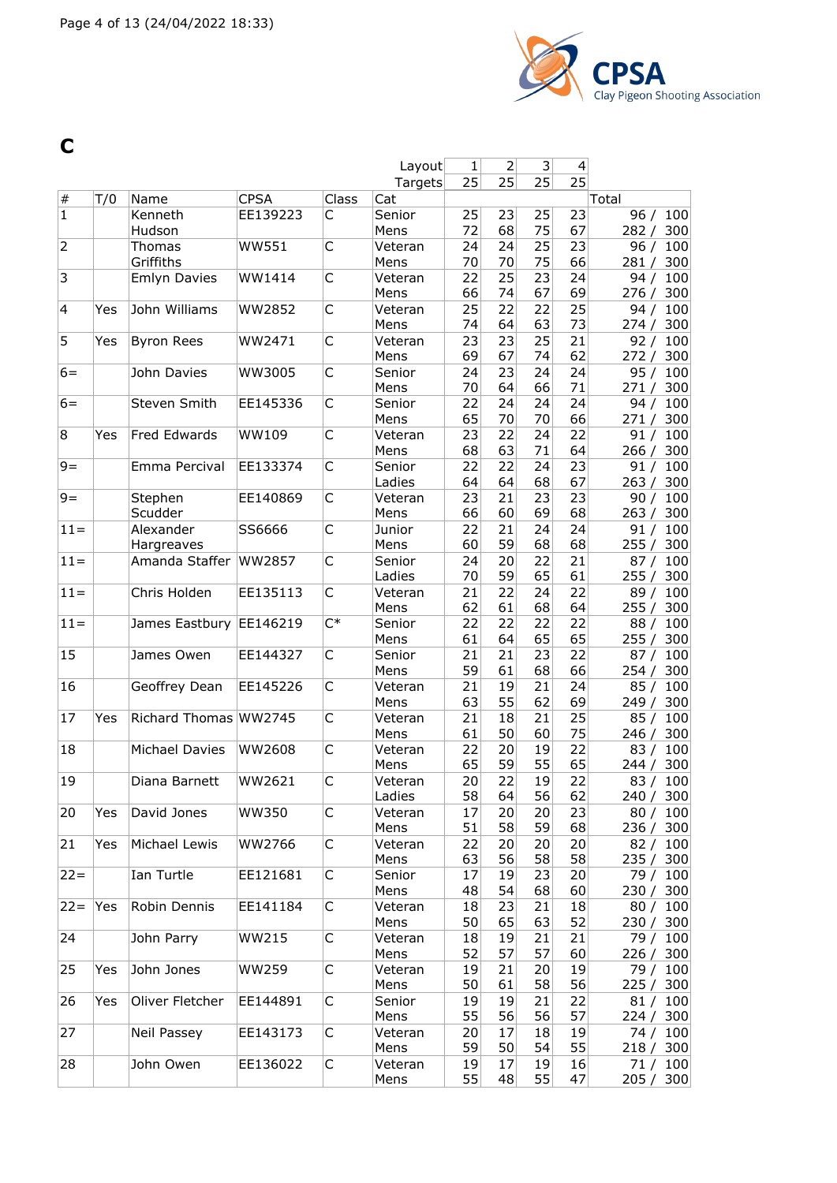# C

| # | T/0 | Name | CPSA | Class | Cat | 1 | 2 | 3 | 4 | Total |
|---|---|---|---|---|---|---|---|---|---|---|
| | | | | | Layout | 1 | 2 | 3 | 4 | |
| | | | | | Targets | 25 | 25 | 25 | 25 | |
| 1 | | Kenneth Hudson | EE139223 | C | Senior Mens | 25<br>72 | 23<br>68 | 25<br>75 | 23<br>67 | 96 / 100<br>282 / 300 |
| 2 | | Thomas Griffiths | WW551 | C | Veteran Mens | 24<br>70 | 24<br>70 | 25<br>75 | 23<br>66 | 96 / 100<br>281 / 300 |
| 3 | | Emlyn Davies | WW1414 | C | Veteran Mens | 22<br>66 | 25<br>74 | 23<br>67 | 24<br>69 | 94 / 100<br>276 / 300 |
| 4 | Yes | John Williams | WW2852 | C | Veteran Mens | 25<br>74 | 22<br>64 | 22<br>63 | 25<br>73 | 94 / 100<br>274 / 300 |
| 5 | Yes | Byron Rees | WW2471 | C | Veteran Mens | 23<br>69 | 23<br>67 | 25<br>74 | 21<br>62 | 92 / 100<br>272 / 300 |
| 6= | | John Davies | WW3005 | C | Senior Mens | 24<br>70 | 23<br>64 | 24<br>66 | 24<br>71 | 95 / 100<br>271 / 300 |
| 6= | | Steven Smith | EE145336 | C | Senior Mens | 22<br>65 | 24<br>70 | 24<br>70 | 24<br>66 | 94 / 100<br>271 / 300 |
| 8 | Yes | Fred Edwards | WW109 | C | Veteran Mens | 23<br>68 | 22<br>63 | 24<br>71 | 22<br>64 | 91 / 100<br>266 / 300 |
| 9= | | Emma Percival | EE133374 | C | Senior Ladies | 22<br>64 | 22<br>64 | 24<br>68 | 23<br>67 | 91 / 100<br>263 / 300 |
| 9= | | Stephen Scudder | EE140869 | C | Veteran Mens | 23<br>66 | 21<br>60 | 23<br>69 | 23<br>68 | 90 / 100<br>263 / 300 |
| 11= | | Alexander Hargreaves | SS6666 | C | Junior Mens | 22<br>60 | 21<br>59 | 24<br>68 | 24<br>68 | 91 / 100<br>255 / 300 |
| 11= | | Amanda Staffer | WW2857 | C | Senior Ladies | 24<br>70 | 20<br>59 | 22<br>65 | 21<br>61 | 87 / 100<br>255 / 300 |
| 11= | | Chris Holden | EE135113 | C | Veteran Mens | 21<br>62 | 22<br>61 | 24<br>68 | 22<br>64 | 89 / 100<br>255 / 300 |
| 11= | | James Eastbury | EE146219 | C* | Senior Mens | 22<br>61 | 22<br>64 | 22<br>65 | 22<br>65 | 88 / 100<br>255 / 300 |
| 15 | | James Owen | EE144327 | C | Senior Mens | 21<br>59 | 21<br>61 | 23<br>68 | 22<br>66 | 87 / 100<br>254 / 300 |
| 16 | | Geoffrey Dean | EE145226 | C | Veteran Mens | 21<br>63 | 19<br>55 | 21<br>62 | 24<br>69 | 85 / 100<br>249 / 300 |
| 17 | Yes | Richard Thomas | WW2745 | C | Veteran Mens | 21<br>61 | 18<br>50 | 21<br>60 | 25<br>75 | 85 / 100<br>246 / 300 |
| 18 | | Michael Davies | WW2608 | C | Veteran Mens | 22<br>65 | 20<br>59 | 19<br>55 | 22<br>65 | 83 / 100<br>244 / 300 |
| 19 | | Diana Barnett | WW2621 | C | Veteran Ladies | 20<br>58 | 22<br>64 | 19<br>56 | 22<br>62 | 83 / 100<br>240 / 300 |
| 20 | Yes | David Jones | WW350 | C | Veteran Mens | 17<br>51 | 20<br>58 | 20<br>59 | 23<br>68 | 80 / 100<br>236 / 300 |
| 21 | Yes | Michael Lewis | WW2766 | C | Veteran Mens | 22<br>63 | 20<br>56 | 20<br>58 | 20<br>58 | 82 / 100<br>235 / 300 |
| 22= | | Ian Turtle | EE121681 | C | Senior Mens | 17<br>48 | 19<br>54 | 23<br>68 | 20<br>60 | 79 / 100<br>230 / 300 |
| 22= | Yes | Robin Dennis | EE141184 | C | Veteran Mens | 18<br>50 | 23<br>65 | 21<br>63 | 18<br>52 | 80 / 100<br>230 / 300 |
| 24 | | John Parry | WW215 | C | Veteran Mens | 18<br>52 | 19<br>57 | 21<br>57 | 21<br>60 | 79 / 100<br>226 / 300 |
| 25 | Yes | John Jones | WW259 | C | Veteran Mens | 19<br>50 | 21<br>61 | 20<br>58 | 19<br>56 | 79 / 100<br>225 / 300 |
| 26 | Yes | Oliver Fletcher | EE144891 | C | Senior Mens | 19<br>55 | 19<br>56 | 21<br>56 | 22<br>57 | 81 / 100<br>224 / 300 |
| 27 | | Neil Passey | EE143173 | C | Veteran Mens | 20<br>59 | 17<br>50 | 18<br>54 | 19<br>55 | 74 / 100<br>218 / 300 |
| 28 | | John Owen | EE136022 | C | Veteran Mens | 19<br>55 | 17<br>48 | 19<br>55 | 16<br>47 | 71 / 100<br>205 / 300 |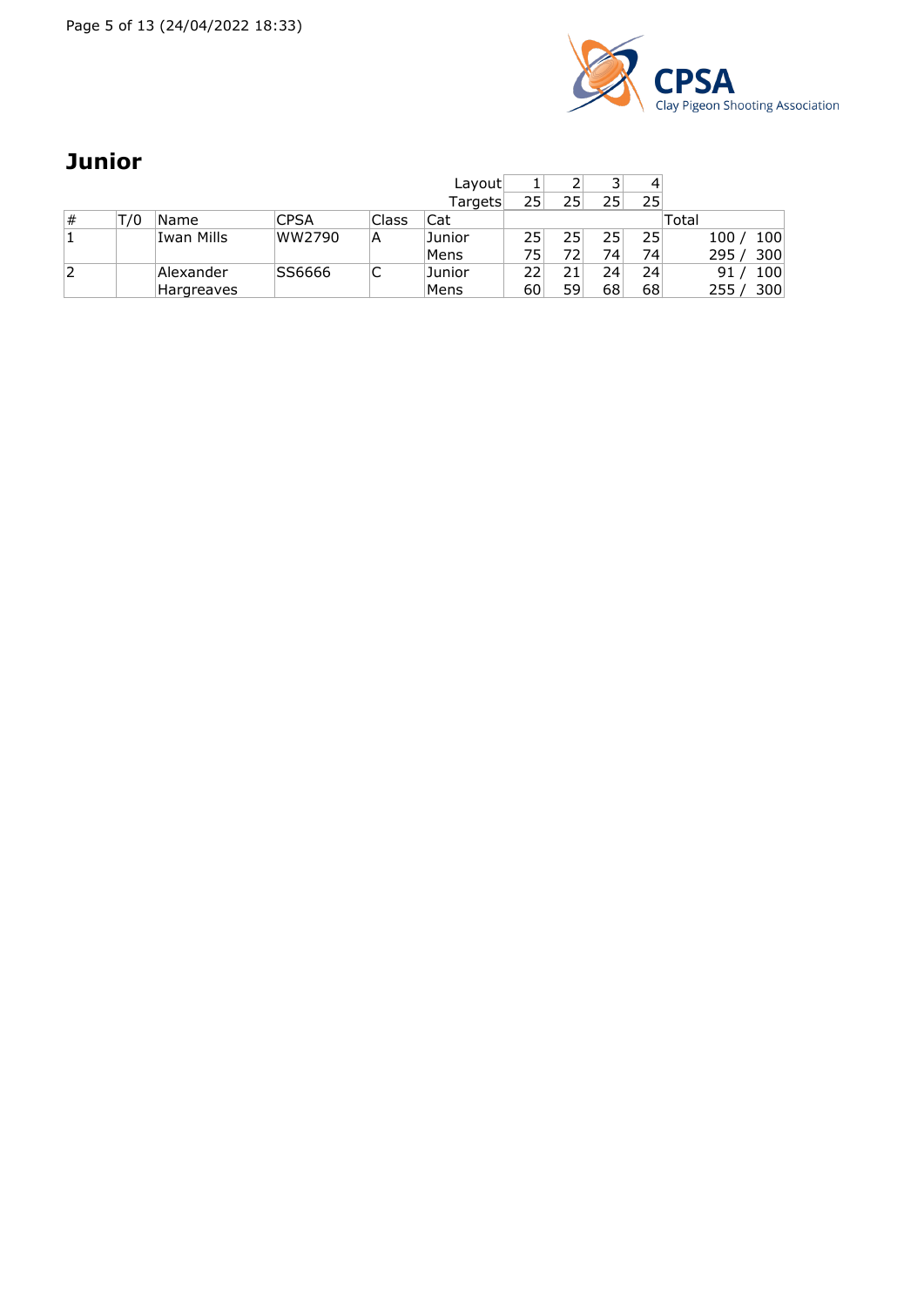## Junior

| # | T/0 | Name | CPSA | Class | Cat | 1 | 2 | 3 | 4 | Total |
|---|---|---|---|---|---|---|---|---|---|---|
| | | | | | Layout | 1 | 2 | 3 | 4 | |
| | | | | | Targets | 25 | 25 | 25 | 25 | |
| 1 | | Iwan Mills | WW2790 | A | Junior | 25 | 25 | 25 | 25 | 100 / 100 |
| | | | | | Mens | 75 | 72 | 74 | 74 | 295 / 300 |
| 2 | | Alexander Hargreaves | SS6666 | C | Junior | 22 | 21 | 24 | 24 | 91 / 100 |
| | | | | | Mens | 60 | 59 | 68 | 68 | 255 / 300 |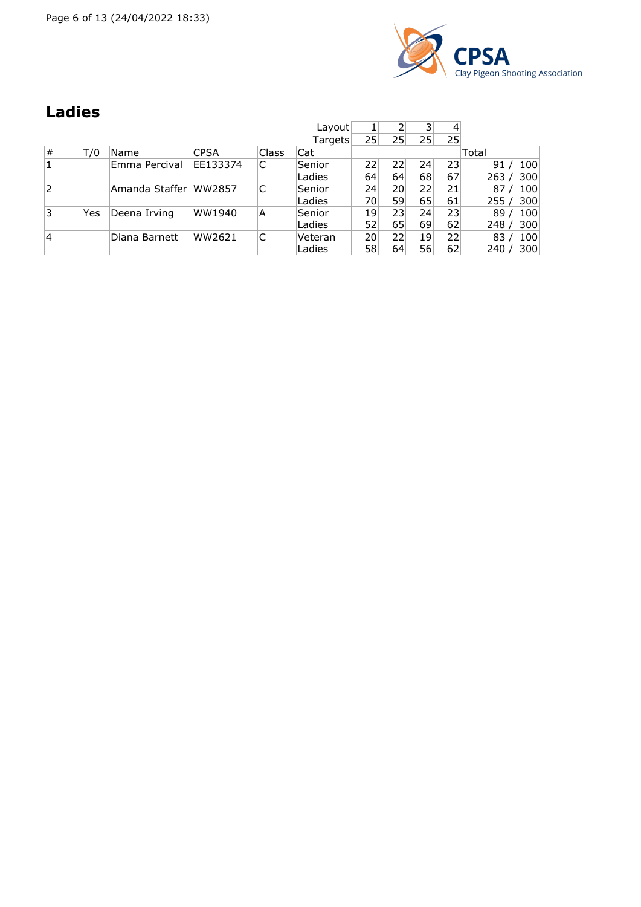## Ladies

| # | T/0 | Name | CPSA | Class | Cat | 1 | 2 | 3 | 4 | Total |
|---|---|---|---|---|---|---|---|---|---|---|
| | | | | | Layout | 1 | 2 | 3 | 4 | |
| | | | | | Targets | 25 | 25 | 25 | 25 | |
| 1 | | Emma Percival | EE133374 | C | Senior | 22 | 22 | 24 | 23 | 91 / 100 |
| | | | | | Ladies | 64 | 64 | 68 | 67 | 263 / 300 |
| 2 | | Amanda Staffer | WW2857 | C | Senior | 24 | 20 | 22 | 21 | 87 / 100 |
| | | | | | Ladies | 70 | 59 | 65 | 61 | 255 / 300 |
| 3 | Yes | Deena Irving | WW1940 | A | Senior | 19 | 23 | 24 | 23 | 89 / 100 |
| | | | | | Ladies | 52 | 65 | 69 | 62 | 248 / 300 |
| 4 | | Diana Barnett | WW2621 | C | Veteran | 20 | 22 | 19 | 22 | 83 / 100 |
| | | | | | Ladies | 58 | 64 | 56 | 62 | 240 / 300 |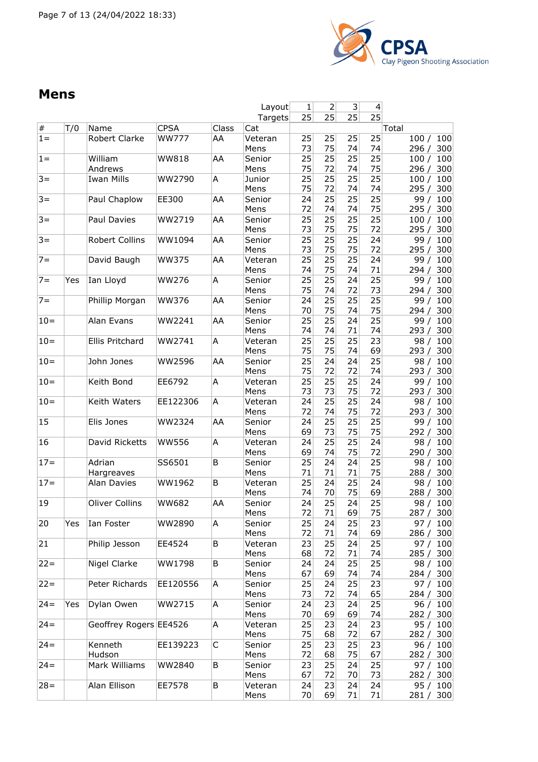## Mens

| # | T/0 | Name | CPSA | Class | Cat | 1 | 2 | 3 | 4 | Total |
|---|---|---|---|---|---|---|---|---|---|---|
| | | | | | Layout | 1 | 2 | 3 | 4 | |
| | | | | | Targets | 25 | 25 | 25 | 25 | |
| 1= | | Robert Clarke | WW777 | AA | Veteran Mens | 25<br>73 | 25<br>75 | 25<br>74 | 25<br>74 | 100 / 100<br>296 / 300 |
| 1= | | William Andrews | WW818 | AA | Senior Mens | 25<br>75 | 25<br>72 | 25<br>74 | 25<br>75 | 100 / 100<br>296 / 300 |
| 3= | | Iwan Mills | WW2790 | A | Junior Mens | 25<br>75 | 25<br>72 | 25<br>74 | 25<br>74 | 100 / 100<br>295 / 300 |
| 3= | | Paul Chaplow | EE300 | AA | Senior Mens | 24<br>72 | 25<br>74 | 25<br>74 | 25<br>75 | 99 / 100<br>295 / 300 |
| 3= | | Paul Davies | WW2719 | AA | Senior Mens | 25<br>73 | 25<br>75 | 25<br>75 | 25<br>72 | 100 / 100<br>295 / 300 |
| 3= | | Robert Collins | WW1094 | AA | Senior Mens | 25<br>73 | 25<br>75 | 25<br>75 | 24<br>72 | 99 / 100<br>295 / 300 |
| 7= | | David Baugh | WW375 | AA | Veteran Mens | 25<br>74 | 25<br>75 | 25<br>74 | 24<br>71 | 99 / 100<br>294 / 300 |
| 7= | Yes | Ian Lloyd | WW276 | A | Senior Mens | 25<br>75 | 25<br>74 | 24<br>72 | 25<br>73 | 99 / 100<br>294 / 300 |
| 7= | | Phillip Morgan | WW376 | AA | Senior Mens | 24<br>70 | 25<br>75 | 25<br>74 | 25<br>75 | 99 / 100<br>294 / 300 |
| 10= | | Alan Evans | WW2241 | AA | Senior Mens | 25<br>74 | 25<br>74 | 24<br>71 | 25<br>74 | 99 / 100<br>293 / 300 |
| 10= | | Ellis Pritchard | WW2741 | A | Veteran Mens | 25<br>75 | 25<br>75 | 25<br>74 | 23<br>69 | 98 / 100<br>293 / 300 |
| 10= | | John Jones | WW2596 | AA | Senior Mens | 25<br>75 | 24<br>72 | 24<br>72 | 25<br>74 | 98 / 100<br>293 / 300 |
| 10= | | Keith Bond | EE6792 | A | Veteran Mens | 25<br>73 | 25<br>73 | 25<br>75 | 24<br>72 | 99 / 100<br>293 / 300 |
| 10= | | Keith Waters | EE122306 | A | Veteran Mens | 24<br>72 | 25<br>74 | 25<br>75 | 24<br>72 | 98 / 100<br>293 / 300 |
| 15 | | Elis Jones | WW2324 | AA | Senior Mens | 24<br>69 | 25<br>73 | 25<br>75 | 25<br>75 | 99 / 100<br>292 / 300 |
| 16 | | David Ricketts | WW556 | A | Veteran Mens | 24<br>69 | 25<br>74 | 25<br>75 | 24<br>72 | 98 / 100<br>290 / 300 |
| 17= | | Adrian Hargreaves | SS6501 | B | Senior Mens | 25<br>71 | 24<br>71 | 24<br>71 | 25<br>75 | 98 / 100<br>288 / 300 |
| 17= | | Alan Davies | WW1962 | B | Veteran Mens | 25<br>74 | 24<br>70 | 25<br>75 | 24<br>69 | 98 / 100<br>288 / 300 |
| 19 | | Oliver Collins | WW682 | AA | Senior Mens | 24<br>72 | 25<br>71 | 24<br>69 | 25<br>75 | 98 / 100<br>287 / 300 |
| 20 | Yes | Ian Foster | WW2890 | A | Senior Mens | 25<br>72 | 24<br>71 | 25<br>74 | 23<br>69 | 97 / 100<br>286 / 300 |
| 21 | | Philip Jesson | EE4524 | B | Veteran Mens | 23<br>68 | 25<br>72 | 24<br>71 | 25<br>74 | 97 / 100<br>285 / 300 |
| 22= | | Nigel Clarke | WW1798 | B | Senior Mens | 24<br>67 | 24<br>69 | 25<br>74 | 25<br>74 | 98 / 100<br>284 / 300 |
| 22= | | Peter Richards | EE120556 | A | Senior Mens | 25<br>73 | 24<br>72 | 25<br>74 | 23<br>65 | 97 / 100<br>284 / 300 |
| 24= | Yes | Dylan Owen | WW2715 | A | Senior Mens | 24<br>70 | 23<br>69 | 24<br>69 | 25<br>74 | 96 / 100<br>282 / 300 |
| 24= | | Geoffrey Rogers | EE4526 | A | Veteran Mens | 25<br>75 | 23<br>68 | 24<br>72 | 23<br>67 | 95 / 100<br>282 / 300 |
| 24= | | Kenneth Hudson | EE139223 | C | Senior Mens | 25<br>72 | 23<br>68 | 25<br>75 | 23<br>67 | 96 / 100<br>282 / 300 |
| 24= | | Mark Williams | WW2840 | B | Senior Mens | 23<br>67 | 25<br>72 | 24<br>70 | 25<br>73 | 97 / 100<br>282 / 300 |
| 28= | | Alan Ellison | EE7578 | B | Veteran Mens | 24<br>70 | 23<br>69 | 24<br>71 | 24<br>71 | 95 / 100<br>281 / 300 |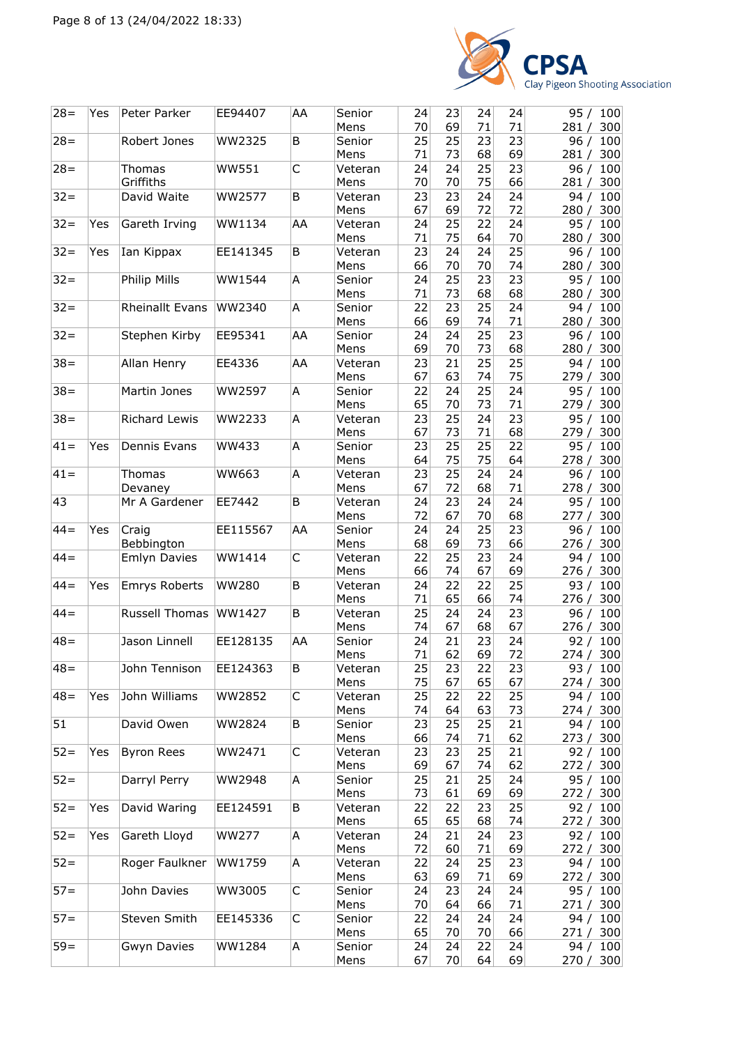| 28= | Yes | Peter Parker | EE94407 | AA | Senior Mens | 24<br>70 | 23<br>69 | 24<br>71 | 24<br>71 | 95 / 100<br>281 / 300 |
|---|---|---|---|---|---|---|---|---|---|---|
| 28= | | Robert Jones | WW2325 | B | Senior Mens | 25<br>71 | 25<br>73 | 23<br>68 | 23<br>69 | 96 / 100<br>281 / 300 |
| 28= | | Thomas Griffiths | WW551 | C | Veteran Mens | 24<br>70 | 24<br>70 | 25<br>75 | 23<br>66 | 96 / 100<br>281 / 300 |
| 32= | | David Waite | WW2577 | B | Veteran Mens | 23<br>67 | 23<br>69 | 24<br>72 | 24<br>72 | 94 / 100<br>280 / 300 |
| 32= | Yes | Gareth Irving | WW1134 | AA | Veteran Mens | 24<br>71 | 25<br>75 | 22<br>64 | 24<br>70 | 95 / 100<br>280 / 300 |
| 32= | Yes | Ian Kippax | EE141345 | B | Veteran Mens | 23<br>66 | 24<br>70 | 24<br>70 | 25<br>74 | 96 / 100<br>280 / 300 |
| 32= | | Philip Mills | WW1544 | A | Senior Mens | 24<br>71 | 25<br>73 | 23<br>68 | 23<br>68 | 95 / 100<br>280 / 300 |
| 32= | | Rheinallt Evans | WW2340 | A | Senior Mens | 22<br>66 | 23<br>69 | 25<br>74 | 24<br>71 | 94 / 100<br>280 / 300 |
| 32= | | Stephen Kirby | EE95341 | AA | Senior Mens | 24<br>69 | 24<br>70 | 25<br>73 | 23<br>68 | 96 / 100<br>280 / 300 |
| 38= | | Allan Henry | EE4336 | AA | Veteran Mens | 23<br>67 | 21<br>63 | 25<br>74 | 25<br>75 | 94 / 100<br>279 / 300 |
| 38= | | Martin Jones | WW2597 | A | Senior Mens | 22<br>65 | 24<br>70 | 25<br>73 | 24<br>71 | 95 / 100<br>279 / 300 |
| 38= | | Richard Lewis | WW2233 | A | Veteran Mens | 23<br>67 | 25<br>73 | 24<br>71 | 23<br>68 | 95 / 100<br>279 / 300 |
| 41= | Yes | Dennis Evans | WW433 | A | Senior Mens | 23<br>64 | 25<br>75 | 25<br>75 | 22<br>64 | 95 / 100<br>278 / 300 |
| 41= | | Thomas Devaney | WW663 | A | Veteran Mens | 23<br>67 | 25<br>72 | 24<br>68 | 24<br>71 | 96 / 100<br>278 / 300 |
| 43 | | Mr A Gardener | EE7442 | B | Veteran Mens | 24<br>72 | 23<br>67 | 24<br>70 | 24<br>68 | 95 / 100<br>277 / 300 |
| 44= | Yes | Craig Bebbington | EE115567 | AA | Senior Mens | 24<br>68 | 24<br>69 | 25<br>73 | 23<br>66 | 96 / 100<br>276 / 300 |
| 44= | | Emlyn Davies | WW1414 | C | Veteran Mens | 22<br>66 | 25<br>74 | 23<br>67 | 24<br>69 | 94 / 100<br>276 / 300 |
| 44= | Yes | Emrys Roberts | WW280 | B | Veteran Mens | 24<br>71 | 22<br>65 | 22<br>66 | 25<br>74 | 93 / 100<br>276 / 300 |
| 44= | | Russell Thomas | WW1427 | B | Veteran Mens | 25<br>74 | 24<br>67 | 24<br>68 | 23<br>67 | 96 / 100<br>276 / 300 |
| 48= | | Jason Linnell | EE128135 | AA | Senior Mens | 24<br>71 | 21<br>62 | 23<br>69 | 24<br>72 | 92 / 100<br>274 / 300 |
| 48= | | John Tennison | EE124363 | B | Veteran Mens | 25<br>75 | 23<br>67 | 22<br>65 | 23<br>67 | 93 / 100<br>274 / 300 |
| 48= | Yes | John Williams | WW2852 | C | Veteran Mens | 25<br>74 | 22<br>64 | 22<br>63 | 25<br>73 | 94 / 100<br>274 / 300 |
| 51 | | David Owen | WW2824 | B | Senior Mens | 23<br>66 | 25<br>74 | 25<br>71 | 21<br>62 | 94 / 100<br>273 / 300 |
| 52= | Yes | Byron Rees | WW2471 | C | Veteran Mens | 23<br>69 | 23<br>67 | 25<br>74 | 21<br>62 | 92 / 100<br>272 / 300 |
| 52= | | Darryl Perry | WW2948 | A | Senior Mens | 25<br>73 | 21<br>61 | 25<br>69 | 24<br>69 | 95 / 100<br>272 / 300 |
| 52= | Yes | David Waring | EE124591 | B | Veteran Mens | 22<br>65 | 22<br>65 | 23<br>68 | 25<br>74 | 92 / 100<br>272 / 300 |
| 52= | Yes | Gareth Lloyd | WW277 | A | Veteran Mens | 24<br>72 | 21<br>60 | 24<br>71 | 23<br>69 | 92 / 100<br>272 / 300 |
| 52= | | Roger Faulkner | WW1759 | A | Veteran Mens | 22<br>63 | 24<br>69 | 25<br>71 | 23<br>69 | 94 / 100<br>272 / 300 |
| 57= | | John Davies | WW3005 | C | Senior Mens | 24<br>70 | 23<br>64 | 24<br>66 | 24<br>71 | 95 / 100<br>271 / 300 |
| 57= | | Steven Smith | EE145336 | C | Senior Mens | 22<br>65 | 24<br>70 | 24<br>70 | 24<br>66 | 94 / 100<br>271 / 300 |
| 59= | | Gwyn Davies | WW1284 | A | Senior Mens | 24<br>67 | 24<br>70 | 22<br>64 | 24<br>69 | 94 / 100<br>270 / 300 |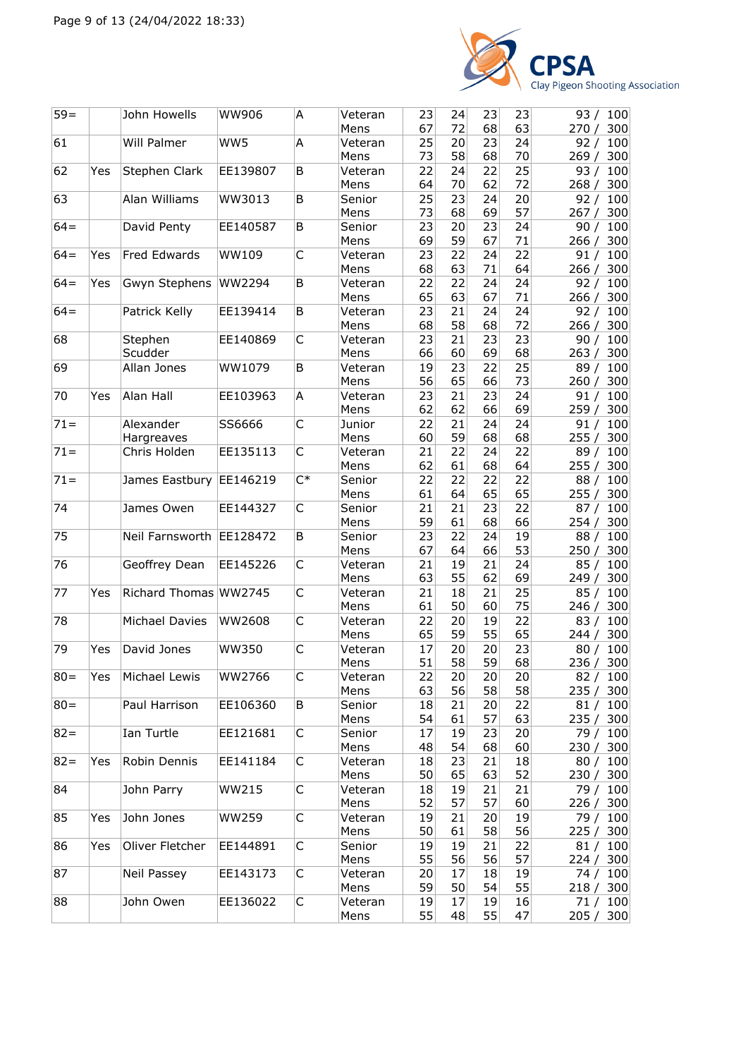| | | | | | | | | | |
|---|---|---|---|---|---|---|---|---|---|
| 59= | | John Howells | WW906 | A | Veteran Mens | 23<br>67 | 24<br>72 | 23<br>68 | 23<br>63 | 93 / 100<br>270 / 300 |
| 61 | | Will Palmer | WW5 | A | Veteran Mens | 25<br>73 | 20<br>58 | 23<br>68 | 24<br>70 | 92 / 100<br>269 / 300 |
| 62 | Yes | Stephen Clark | EE139807 | B | Veteran Mens | 22<br>64 | 24<br>70 | 22<br>62 | 25<br>72 | 93 / 100<br>268 / 300 |
| 63 | | Alan Williams | WW3013 | B | Senior Mens | 25<br>73 | 23<br>68 | 24<br>69 | 20<br>57 | 92 / 100<br>267 / 300 |
| 64= | | David Penty | EE140587 | B | Senior Mens | 23<br>69 | 20<br>59 | 23<br>67 | 24<br>71 | 90 / 100<br>266 / 300 |
| 64= | Yes | Fred Edwards | WW109 | C | Veteran Mens | 23<br>68 | 22<br>63 | 24<br>71 | 22<br>64 | 91 / 100<br>266 / 300 |
| 64= | Yes | Gwyn Stephens | WW2294 | B | Veteran Mens | 22<br>65 | 22<br>63 | 24<br>67 | 24<br>71 | 92 / 100<br>266 / 300 |
| 64= | | Patrick Kelly | EE139414 | B | Veteran Mens | 23<br>68 | 21<br>58 | 24<br>68 | 24<br>72 | 92 / 100<br>266 / 300 |
| 68 | | Stephen Scudder | EE140869 | C | Veteran Mens | 23<br>66 | 21<br>60 | 23<br>69 | 23<br>68 | 90 / 100<br>263 / 300 |
| 69 | | Allan Jones | WW1079 | B | Veteran Mens | 19<br>56 | 23<br>65 | 22<br>66 | 25<br>73 | 89 / 100<br>260 / 300 |
| 70 | Yes | Alan Hall | EE103963 | A | Veteran Mens | 23<br>62 | 21<br>62 | 23<br>66 | 24<br>69 | 91 / 100<br>259 / 300 |
| 71= | | Alexander Hargreaves | SS6666 | C | Junior Mens | 22<br>60 | 21<br>59 | 24<br>68 | 24<br>68 | 91 / 100<br>255 / 300 |
| 71= | | Chris Holden | EE135113 | C | Veteran Mens | 21<br>62 | 22<br>61 | 24<br>68 | 22<br>64 | 89 / 100<br>255 / 300 |
| 71= | | James Eastbury | EE146219 | C* | Senior Mens | 22<br>61 | 22<br>64 | 22<br>65 | 22<br>65 | 88 / 100<br>255 / 300 |
| 74 | | James Owen | EE144327 | C | Senior Mens | 21<br>59 | 21<br>61 | 23<br>68 | 22<br>66 | 87 / 100<br>254 / 300 |
| 75 | | Neil Farnsworth | EE128472 | B | Senior Mens | 23<br>67 | 22<br>64 | 24<br>66 | 19<br>53 | 88 / 100<br>250 / 300 |
| 76 | | Geoffrey Dean | EE145226 | C | Veteran Mens | 21<br>63 | 19<br>55 | 21<br>62 | 24<br>69 | 85 / 100<br>249 / 300 |
| 77 | Yes | Richard Thomas | WW2745 | C | Veteran Mens | 21<br>61 | 18<br>50 | 21<br>60 | 25<br>75 | 85 / 100<br>246 / 300 |
| 78 | | Michael Davies | WW2608 | C | Veteran Mens | 22<br>65 | 20<br>59 | 19<br>55 | 22<br>65 | 83 / 100<br>244 / 300 |
| 79 | Yes | David Jones | WW350 | C | Veteran Mens | 17<br>51 | 20<br>58 | 20<br>59 | 23<br>68 | 80 / 100<br>236 / 300 |
| 80= | Yes | Michael Lewis | WW2766 | C | Veteran Mens | 22<br>63 | 20<br>56 | 20<br>58 | 20<br>58 | 82 / 100<br>235 / 300 |
| 80= | | Paul Harrison | EE106360 | B | Senior Mens | 18<br>54 | 21<br>61 | 20<br>57 | 22<br>63 | 81 / 100<br>235 / 300 |
| 82= | | Ian Turtle | EE121681 | C | Senior Mens | 17<br>48 | 19<br>54 | 23<br>68 | 20<br>60 | 79 / 100<br>230 / 300 |
| 82= | Yes | Robin Dennis | EE141184 | C | Veteran Mens | 18<br>50 | 23<br>65 | 21<br>63 | 18<br>52 | 80 / 100<br>230 / 300 |
| 84 | | John Parry | WW215 | C | Veteran Mens | 18<br>52 | 19<br>57 | 21<br>57 | 21<br>60 | 79 / 100<br>226 / 300 |
| 85 | Yes | John Jones | WW259 | C | Veteran Mens | 19<br>50 | 21<br>61 | 20<br>58 | 19<br>56 | 79 / 100<br>225 / 300 |
| 86 | Yes | Oliver Fletcher | EE144891 | C | Senior Mens | 19<br>55 | 19<br>56 | 21<br>56 | 22<br>57 | 81 / 100<br>224 / 300 |
| 87 | | Neil Passey | EE143173 | C | Veteran Mens | 20<br>59 | 17<br>50 | 18<br>54 | 19<br>55 | 74 / 100<br>218 / 300 |
| 88 | | John Owen | EE136022 | C | Veteran Mens | 19<br>55 | 17<br>48 | 19<br>55 | 16<br>47 | 71 / 100<br>205 / 300 |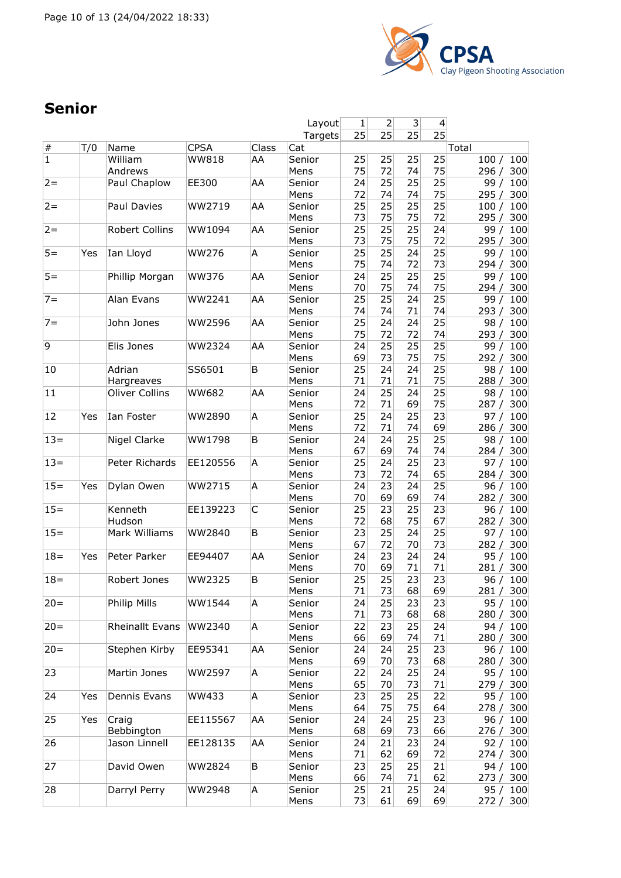## Senior

| # | T/0 | Name | CPSA | Class | Cat | 1 | 2 | 3 | 4 | Total |
|---|---|---|---|---|---|---|---|---|---|---|
| | | | | | Layout | 1 | 2 | 3 | 4 | |
| | | | | | Targets | 25 | 25 | 25 | 25 | |
| 1 | | William Andrews | WW818 | AA | Senior Mens | 25<br>75 | 25<br>72 | 25<br>74 | 25<br>75 | 100 / 100<br>296 / 300 |
| 2= | | Paul Chaplow | EE300 | AA | Senior Mens | 24<br>72 | 25<br>74 | 25<br>74 | 25<br>75 | 99 / 100<br>295 / 300 |
| 2= | | Paul Davies | WW2719 | AA | Senior Mens | 25<br>73 | 25<br>75 | 25<br>75 | 25<br>72 | 100 / 100<br>295 / 300 |
| 2= | | Robert Collins | WW1094 | AA | Senior Mens | 25<br>73 | 25<br>75 | 25<br>75 | 24<br>72 | 99 / 100<br>295 / 300 |
| 5= | Yes | Ian Lloyd | WW276 | A | Senior Mens | 25<br>75 | 25<br>74 | 24<br>72 | 25<br>73 | 99 / 100<br>294 / 300 |
| 5= | | Phillip Morgan | WW376 | AA | Senior Mens | 24<br>70 | 25<br>75 | 25<br>74 | 25<br>75 | 99 / 100<br>294 / 300 |
| 7= | | Alan Evans | WW2241 | AA | Senior Mens | 25<br>74 | 25<br>74 | 24<br>71 | 25<br>74 | 99 / 100<br>293 / 300 |
| 7= | | John Jones | WW2596 | AA | Senior Mens | 25<br>75 | 24<br>72 | 24<br>72 | 25<br>74 | 98 / 100<br>293 / 300 |
| 9 | | Elis Jones | WW2324 | AA | Senior Mens | 24<br>69 | 25<br>73 | 25<br>75 | 25<br>75 | 99 / 100<br>292 / 300 |
| 10 | | Adrian Hargreaves | SS6501 | B | Senior Mens | 25<br>71 | 24<br>71 | 24<br>71 | 25<br>75 | 98 / 100<br>288 / 300 |
| 11 | | Oliver Collins | WW682 | AA | Senior Mens | 24<br>72 | 25<br>71 | 24<br>69 | 25<br>75 | 98 / 100<br>287 / 300 |
| 12 | Yes | Ian Foster | WW2890 | A | Senior Mens | 25<br>72 | 24<br>71 | 25<br>74 | 23<br>69 | 97 / 100<br>286 / 300 |
| 13= | | Nigel Clarke | WW1798 | B | Senior Mens | 24<br>67 | 24<br>69 | 25<br>74 | 25<br>74 | 98 / 100<br>284 / 300 |
| 13= | | Peter Richards | EE120556 | A | Senior Mens | 25<br>73 | 24<br>72 | 25<br>74 | 23<br>65 | 97 / 100<br>284 / 300 |
| 15= | Yes | Dylan Owen | WW2715 | A | Senior Mens | 24<br>70 | 23<br>69 | 24<br>69 | 25<br>74 | 96 / 100<br>282 / 300 |
| 15= | | Kenneth Hudson | EE139223 | C | Senior Mens | 25<br>72 | 23<br>68 | 25<br>75 | 23<br>67 | 96 / 100<br>282 / 300 |
| 15= | | Mark Williams | WW2840 | B | Senior Mens | 23<br>67 | 25<br>72 | 24<br>70 | 25<br>73 | 97 / 100<br>282 / 300 |
| 18= | Yes | Peter Parker | EE94407 | AA | Senior Mens | 24<br>70 | 23<br>69 | 24<br>71 | 24<br>71 | 95 / 100<br>281 / 300 |
| 18= | | Robert Jones | WW2325 | B | Senior Mens | 25<br>71 | 25<br>73 | 23<br>68 | 23<br>69 | 96 / 100<br>281 / 300 |
| 20= | | Philip Mills | WW1544 | A | Senior Mens | 24<br>71 | 25<br>73 | 23<br>68 | 23<br>68 | 95 / 100<br>280 / 300 |
| 20= | | Rheinallt Evans | WW2340 | A | Senior Mens | 22<br>66 | 23<br>69 | 25<br>74 | 24<br>71 | 94 / 100<br>280 / 300 |
| 20= | | Stephen Kirby | EE95341 | AA | Senior Mens | 24<br>69 | 24<br>70 | 25<br>73 | 23<br>68 | 96 / 100<br>280 / 300 |
| 23 | | Martin Jones | WW2597 | A | Senior Mens | 22<br>65 | 24<br>70 | 25<br>73 | 24<br>71 | 95 / 100<br>279 / 300 |
| 24 | Yes | Dennis Evans | WW433 | A | Senior Mens | 23<br>64 | 25<br>75 | 25<br>75 | 22<br>64 | 95 / 100<br>278 / 300 |
| 25 | Yes | Craig Bebbington | EE115567 | AA | Senior Mens | 24<br>68 | 24<br>69 | 25<br>73 | 23<br>66 | 96 / 100<br>276 / 300 |
| 26 | | Jason Linnell | EE128135 | AA | Senior Mens | 24<br>71 | 21<br>62 | 23<br>69 | 24<br>72 | 92 / 100<br>274 / 300 |
| 27 | | David Owen | WW2824 | B | Senior Mens | 23<br>66 | 25<br>74 | 25<br>71 | 21<br>62 | 94 / 100<br>273 / 300 |
| 28 | | Darryl Perry | WW2948 | A | Senior Mens | 25<br>73 | 21<br>61 | 25<br>69 | 24<br>69 | 95 / 100<br>272 / 300 |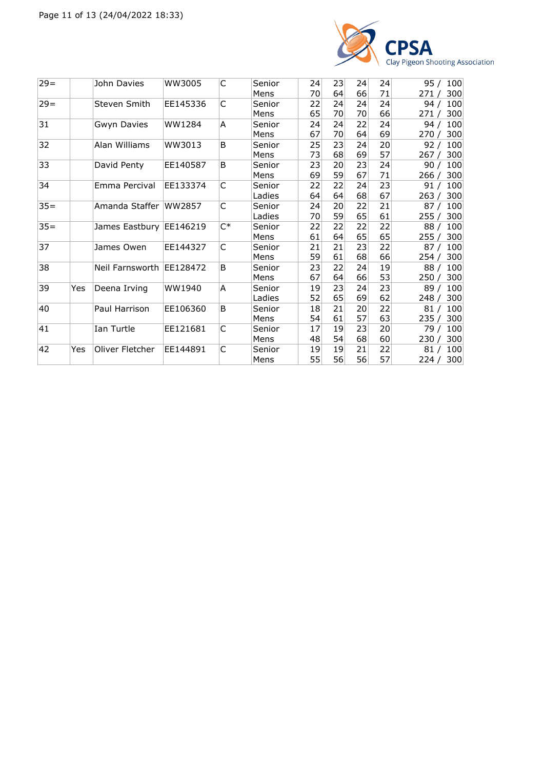| 29= | | John Davies | WW3005 | C | Senior Mens | 24<br>70 | 23<br>64 | 24<br>66 | 24<br>71 | 95 / 100<br>271 / 300 |
|---|---|---|---|---|---|---|---|---|---|---|
| 29= | | Steven Smith | EE145336 | C | Senior Mens | 22<br>65 | 24<br>70 | 24<br>70 | 24<br>66 | 94 / 100<br>271 / 300 |
| 31 | | Gwyn Davies | WW1284 | A | Senior Mens | 24<br>67 | 24<br>70 | 22<br>64 | 24<br>69 | 94 / 100<br>270 / 300 |
| 32 | | Alan Williams | WW3013 | B | Senior Mens | 25<br>73 | 23<br>68 | 24<br>69 | 20<br>57 | 92 / 100<br>267 / 300 |
| 33 | | David Penty | EE140587 | B | Senior Mens | 23<br>69 | 20<br>59 | 23<br>67 | 24<br>71 | 90 / 100<br>266 / 300 |
| 34 | | Emma Percival | EE133374 | C | Senior Ladies | 22<br>64 | 22<br>64 | 24<br>68 | 23<br>67 | 91 / 100<br>263 / 300 |
| 35= | | Amanda Staffer | WW2857 | C | Senior Ladies | 24<br>70 | 20<br>59 | 22<br>65 | 21<br>61 | 87 / 100<br>255 / 300 |
| 35= | | James Eastbury | EE146219 | C* | Senior Mens | 22<br>61 | 22<br>64 | 22<br>65 | 22<br>65 | 88 / 100<br>255 / 300 |
| 37 | | James Owen | EE144327 | C | Senior Mens | 21<br>59 | 21<br>61 | 23<br>68 | 22<br>66 | 87 / 100<br>254 / 300 |
| 38 | | Neil Farnsworth | EE128472 | B | Senior Mens | 23<br>67 | 22<br>64 | 24<br>66 | 19<br>53 | 88 / 100<br>250 / 300 |
| 39 | Yes | Deena Irving | WW1940 | A | Senior Ladies | 19<br>52 | 23<br>65 | 24<br>69 | 23<br>62 | 89 / 100<br>248 / 300 |
| 40 | | Paul Harrison | EE106360 | B | Senior Mens | 18<br>54 | 21<br>61 | 20<br>57 | 22<br>63 | 81 / 100<br>235 / 300 |
| 41 | | Ian Turtle | EE121681 | C | Senior Mens | 17<br>48 | 19<br>54 | 23<br>68 | 20<br>60 | 79 / 100<br>230 / 300 |
| 42 | Yes | Oliver Fletcher | EE144891 | C | Senior Mens | 19<br>55 | 19<br>56 | 21<br>56 | 22<br>57 | 81 / 100<br>224 / 300 |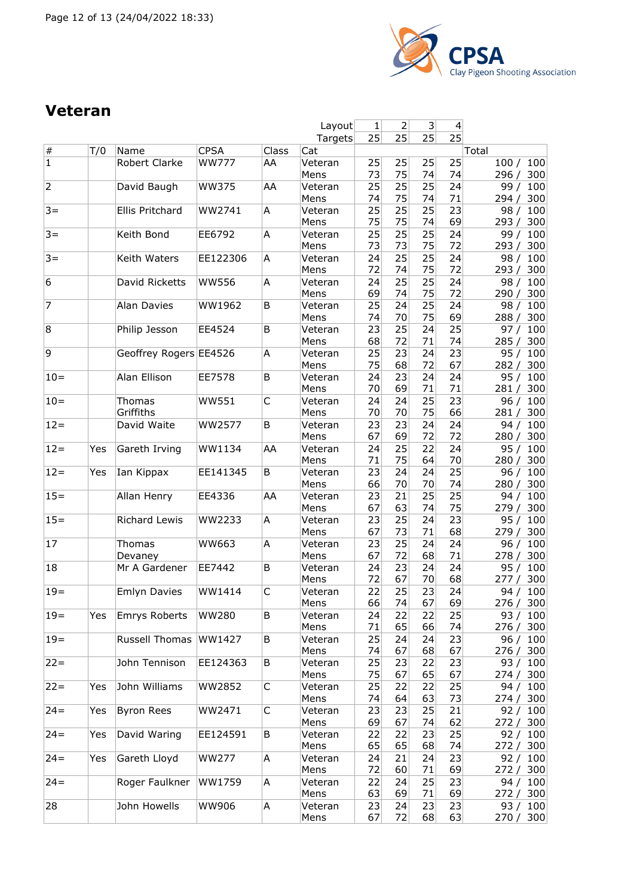# Veteran

| # | T/O | Name | CPSA | Class | Cat | 1 | 2 | 3 | 4 | Total |
|---|---|---|---|---|---|---|---|---|---|---|
| | | | | | Layout | 1 | 2 | 3 | 4 | |
| | | | | | Targets | 25 | 25 | 25 | 25 | |
| 1 | | Robert Clarke | WW777 | AA | Veteran Mens | 25 / 73 | 25 / 75 | 25 / 74 | 25 / 74 | 100 / 100 · 296 / 300 |
| 2 | | David Baugh | WW375 | AA | Veteran Mens | 25 / 74 | 25 / 75 | 25 / 74 | 24 / 71 | 99 / 100 · 294 / 300 |
| 3= | | Ellis Pritchard | WW2741 | A | Veteran Mens | 25 / 75 | 25 / 75 | 25 / 74 | 23 / 69 | 98 / 100 · 293 / 300 |
| 3= | | Keith Bond | EE6792 | A | Veteran Mens | 25 / 73 | 25 / 73 | 25 / 75 | 24 / 72 | 99 / 100 · 293 / 300 |
| 3= | | Keith Waters | EE122306 | A | Veteran Mens | 24 / 72 | 25 / 74 | 25 / 75 | 24 / 72 | 98 / 100 · 293 / 300 |
| 6 | | David Ricketts | WW556 | A | Veteran Mens | 24 / 69 | 25 / 74 | 25 / 75 | 24 / 72 | 98 / 100 · 290 / 300 |
| 7 | | Alan Davies | WW1962 | B | Veteran Mens | 25 / 74 | 24 / 70 | 25 / 75 | 24 / 69 | 98 / 100 · 288 / 300 |
| 8 | | Philip Jesson | EE4524 | B | Veteran Mens | 23 / 68 | 25 / 72 | 24 / 71 | 25 / 74 | 97 / 100 · 285 / 300 |
| 9 | | Geoffrey Rogers | EE4526 | A | Veteran Mens | 25 / 75 | 23 / 68 | 24 / 72 | 23 / 67 | 95 / 100 · 282 / 300 |
| 10= | | Alan Ellison | EE7578 | B | Veteran Mens | 24 / 70 | 23 / 69 | 24 / 71 | 24 / 71 | 95 / 100 · 281 / 300 |
| 10= | | Thomas Griffiths | WW551 | C | Veteran Mens | 24 / 70 | 24 / 70 | 25 / 75 | 23 / 66 | 96 / 100 · 281 / 300 |
| 12= | | David Waite | WW2577 | B | Veteran Mens | 23 / 67 | 23 / 69 | 24 / 72 | 24 / 72 | 94 / 100 · 280 / 300 |
| 12= | Yes | Gareth Irving | WW1134 | AA | Veteran Mens | 24 / 71 | 25 / 75 | 22 / 64 | 24 / 70 | 95 / 100 · 280 / 300 |
| 12= | Yes | Ian Kippax | EE141345 | B | Veteran Mens | 23 / 66 | 24 / 70 | 24 / 70 | 25 / 74 | 96 / 100 · 280 / 300 |
| 15= | | Allan Henry | EE4336 | AA | Veteran Mens | 23 / 67 | 21 / 63 | 25 / 74 | 25 / 75 | 94 / 100 · 279 / 300 |
| 15= | | Richard Lewis | WW2233 | A | Veteran Mens | 23 / 67 | 25 / 73 | 24 / 71 | 23 / 68 | 95 / 100 · 279 / 300 |
| 17 | | Thomas Devaney | WW663 | A | Veteran Mens | 23 / 67 | 25 / 72 | 24 / 68 | 24 / 71 | 96 / 100 · 278 / 300 |
| 18 | | Mr A Gardener | EE7442 | B | Veteran Mens | 24 / 72 | 23 / 67 | 24 / 70 | 24 / 68 | 95 / 100 · 277 / 300 |
| 19= | | Emlyn Davies | WW1414 | C | Veteran Mens | 22 / 66 | 25 / 74 | 23 / 67 | 24 / 69 | 94 / 100 · 276 / 300 |
| 19= | Yes | Emrys Roberts | WW280 | B | Veteran Mens | 24 / 71 | 22 / 65 | 22 / 66 | 25 / 74 | 93 / 100 · 276 / 300 |
| 19= | | Russell Thomas | WW1427 | B | Veteran Mens | 25 / 74 | 24 / 67 | 24 / 68 | 23 / 67 | 96 / 100 · 276 / 300 |
| 22= | | John Tennison | EE124363 | B | Veteran Mens | 25 / 75 | 23 / 67 | 22 / 65 | 23 / 67 | 93 / 100 · 274 / 300 |
| 22= | Yes | John Williams | WW2852 | C | Veteran Mens | 25 / 74 | 22 / 64 | 22 / 63 | 25 / 73 | 94 / 100 · 274 / 300 |
| 24= | Yes | Byron Rees | WW2471 | C | Veteran Mens | 23 / 69 | 23 / 67 | 25 / 74 | 21 / 62 | 92 / 100 · 272 / 300 |
| 24= | Yes | David Waring | EE124591 | B | Veteran Mens | 22 / 65 | 22 / 65 | 23 / 68 | 25 / 74 | 92 / 100 · 272 / 300 |
| 24= | Yes | Gareth Lloyd | WW277 | A | Veteran Mens | 24 / 72 | 21 / 60 | 24 / 71 | 23 / 69 | 92 / 100 · 272 / 300 |
| 24= | | Roger Faulkner | WW1759 | A | Veteran Mens | 22 / 63 | 24 / 69 | 25 / 71 | 23 / 69 | 94 / 100 · 272 / 300 |
| 28 | | John Howells | WW906 | A | Veteran Mens | 23 / 67 | 24 / 72 | 23 / 68 | 23 / 63 | 93 / 100 · 270 / 300 |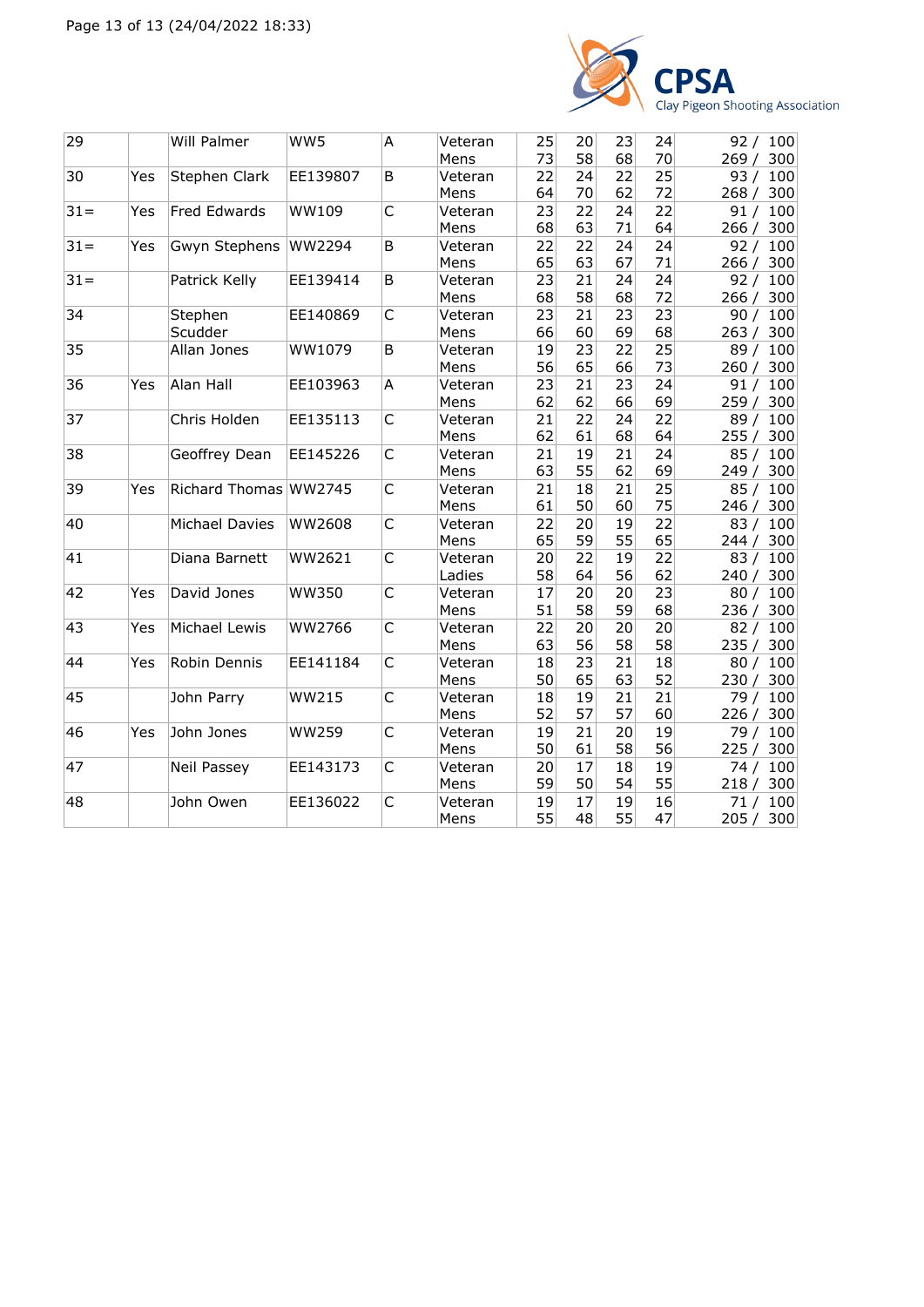| | | | | | | | | | | |
|---|---|---|---|---|---|---|---|---|---|---|
| 29 | | Will Palmer | WW5 | A | Veteran Mens | 25 73 | 20 58 | 23 68 | 24 70 | 92 / 100 269 / 300 |
| 30 | Yes | Stephen Clark | EE139807 | B | Veteran Mens | 22 64 | 24 70 | 22 62 | 25 72 | 93 / 100 268 / 300 |
| 31= | Yes | Fred Edwards | WW109 | C | Veteran Mens | 23 68 | 22 63 | 24 71 | 22 64 | 91 / 100 266 / 300 |
| 31= | Yes | Gwyn Stephens | WW2294 | B | Veteran Mens | 22 65 | 22 63 | 24 67 | 24 71 | 92 / 100 266 / 300 |
| 31= | | Patrick Kelly | EE139414 | B | Veteran Mens | 23 68 | 21 58 | 24 68 | 24 72 | 92 / 100 266 / 300 |
| 34 | | Stephen Scudder | EE140869 | C | Veteran Mens | 23 66 | 21 60 | 23 69 | 23 68 | 90 / 100 263 / 300 |
| 35 | | Allan Jones | WW1079 | B | Veteran Mens | 19 56 | 23 65 | 22 66 | 25 73 | 89 / 100 260 / 300 |
| 36 | Yes | Alan Hall | EE103963 | A | Veteran Mens | 23 62 | 21 62 | 23 66 | 24 69 | 91 / 100 259 / 300 |
| 37 | | Chris Holden | EE135113 | C | Veteran Mens | 21 62 | 22 61 | 24 68 | 22 64 | 89 / 100 255 / 300 |
| 38 | | Geoffrey Dean | EE145226 | C | Veteran Mens | 21 63 | 19 55 | 21 62 | 24 69 | 85 / 100 249 / 300 |
| 39 | Yes | Richard Thomas | WW2745 | C | Veteran Mens | 21 61 | 18 50 | 21 60 | 25 75 | 85 / 100 246 / 300 |
| 40 | | Michael Davies | WW2608 | C | Veteran Mens | 22 65 | 20 59 | 19 55 | 22 65 | 83 / 100 244 / 300 |
| 41 | | Diana Barnett | WW2621 | C | Veteran Ladies | 20 58 | 22 64 | 19 56 | 22 62 | 83 / 100 240 / 300 |
| 42 | Yes | David Jones | WW350 | C | Veteran Mens | 17 51 | 20 58 | 20 59 | 23 68 | 80 / 100 236 / 300 |
| 43 | Yes | Michael Lewis | WW2766 | C | Veteran Mens | 22 63 | 20 56 | 20 58 | 20 58 | 82 / 100 235 / 300 |
| 44 | Yes | Robin Dennis | EE141184 | C | Veteran Mens | 18 50 | 23 65 | 21 63 | 18 52 | 80 / 100 230 / 300 |
| 45 | | John Parry | WW215 | C | Veteran Mens | 18 52 | 19 57 | 21 57 | 21 60 | 79 / 100 226 / 300 |
| 46 | Yes | John Jones | WW259 | C | Veteran Mens | 19 50 | 21 61 | 20 58 | 19 56 | 79 / 100 225 / 300 |
| 47 | | Neil Passey | EE143173 | C | Veteran Mens | 20 59 | 17 50 | 18 54 | 19 55 | 74 / 100 218 / 300 |
| 48 | | John Owen | EE136022 | C | Veteran Mens | 19 55 | 17 48 | 19 55 | 16 47 | 71 / 100 205 / 300 |